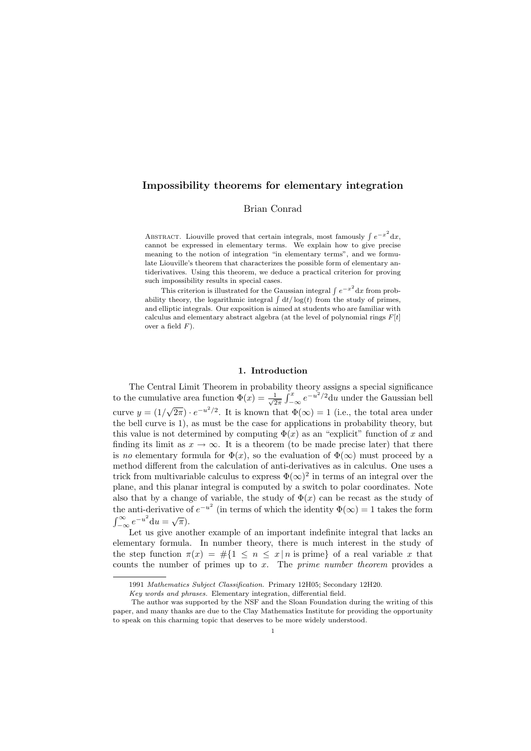# Impossibility theorems for elementary integration

Brian Conrad

ABSTRACT. Liouville proved that certain integrals, most famously $\int e^{-x^2} \mathrm{d}x$, cannot be expressed in elementary terms. We explain how to give precise meaning to the notion of integration "in elementary terms", and we formulate Liouville's theorem that characterizes the possible form of elementary antiderivatives. Using this theorem, we deduce a practical criterion for proving such impossibility results in special cases.

This criterion is illustrated for the Gaussian integral $\int e^{-x^2} \mathrm{d}x$ from probability theory, the logarithmic integral $\int \mathrm{d}t/\log(t)$ from the study of primes, and elliptic integrals. Our exposition is aimed at students who are familiar with calculus and elementary abstract algebra (at the level of polynomial rings $F[t]$ over a field $F$).

## 1. Introduction

The Central Limit Theorem in probability theory assigns a special significance to the cumulative area function $\Phi(x) = \frac{1}{\sqrt{2\pi}} \int_{-\infty}^{x} e^{-u^2/2} \mathrm{d}u$ under the Gaussian bell curve $y = (1/\sqrt{2\pi}) \cdot e^{-u^2/2}$. It is known that $\Phi(\infty) = 1$ (i.e., the total area under the bell curve is 1), as must be the case for applications in probability theory, but this value is not determined by computing $\Phi(x)$ as an "explicit" function of $x$ and finding its limit as $x \to \infty$. It is a theorem (to be made precise later) that there is *no* elementary formula for $\Phi(x)$, so the evaluation of $\Phi(\infty)$ must proceed by a method different from the calculation of anti-derivatives as in calculus. One uses a trick from multivariable calculus to express $\Phi(\infty)^2$ in terms of an integral over the plane, and this planar integral is computed by a switch to polar coordinates. Note also that by a change of variable, the study of $\Phi(x)$ can be recast as the study of the anti-derivative of $e^{-u^2}$ (in terms of which the identity $\Phi(\infty) = 1$ takes the form $\int_{-\infty}^{\infty} e^{-u^2} \mathrm{d}u = \sqrt{\pi}$).

Let us give another example of an important indefinite integral that lacks an elementary formula. In number theory, there is much interest in the study of the step function $\pi(x) = \#\{1 \leq n \leq x \,|\, n \text{ is prime}\}$ of a real variable $x$ that counts the number of primes up to $x$. The *prime number theorem* provides a

---

1991 *Mathematics Subject Classification.* Primary 12H05; Secondary 12H20.

*Key words and phrases.* Elementary integration, differential field.

The author was supported by the NSF and the Sloan Foundation during the writing of this paper, and many thanks are due to the Clay Mathematics Institute for providing the opportunity to speak on this charming topic that deserves to be more widely understood.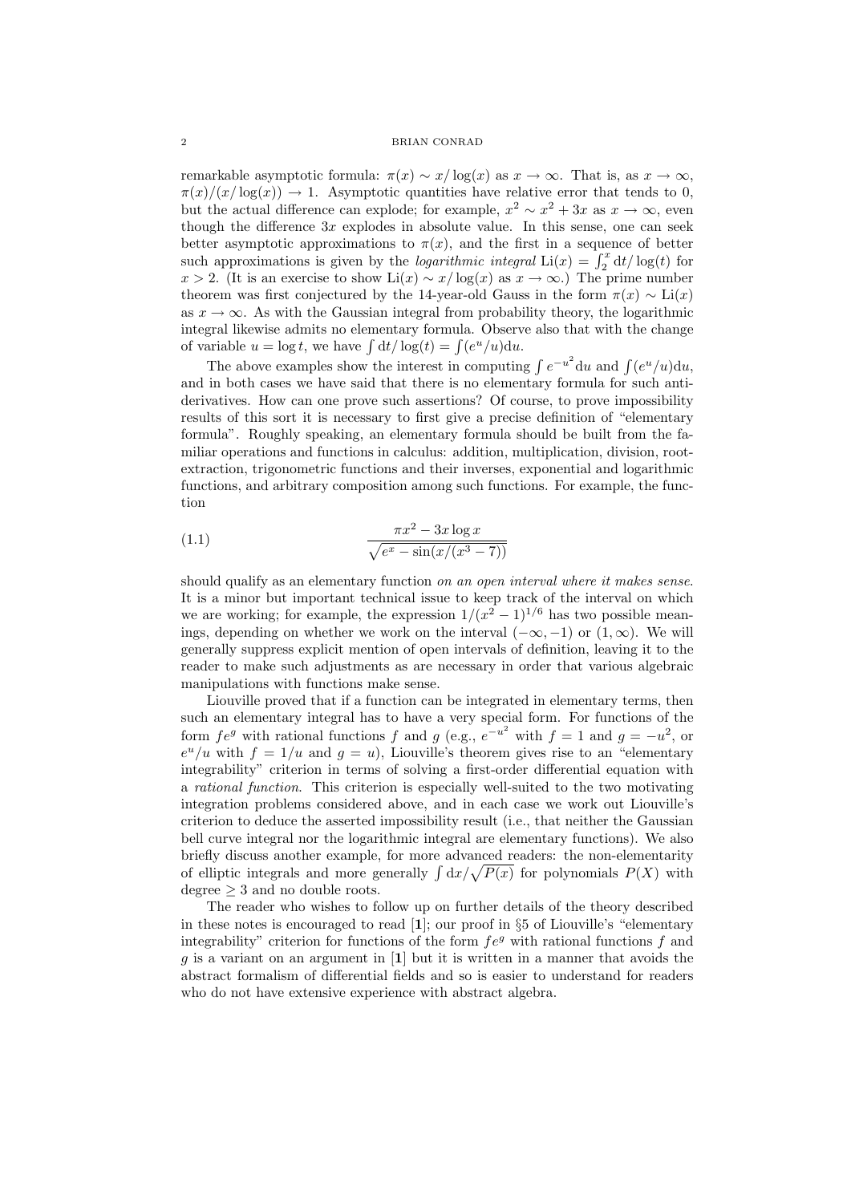remarkable asymptotic formula: $\pi(x) \sim x/\log(x)$ as $x \to \infty$. That is, as $x \to \infty$, $\pi(x)/(x/\log(x)) \to 1$. Asymptotic quantities have relative error that tends to 0, but the actual difference can explode; for example, $x^2 \sim x^2 + 3x$ as $x \to \infty$, even though the difference $3x$ explodes in absolute value. In this sense, one can seek better asymptotic approximations to $\pi(x)$, and the first in a sequence of better such approximations is given by the *logarithmic integral* $\mathrm{Li}(x) = \int_2^x \mathrm{d}t/\log(t)$ for $x > 2$. (It is an exercise to show $\mathrm{Li}(x) \sim x/\log(x)$ as $x \to \infty$.) The prime number theorem was first conjectured by the 14-year-old Gauss in the form $\pi(x) \sim \mathrm{Li}(x)$ as $x \to \infty$. As with the Gaussian integral from probability theory, the logarithmic integral likewise admits no elementary formula. Observe also that with the change of variable $u = \log t$, we have $\int \mathrm{d}t/\log(t) = \int (e^u/u)\mathrm{d}u$.

The above examples show the interest in computing $\int e^{-u^2}\mathrm{d}u$ and $\int (e^u/u)\mathrm{d}u$, and in both cases we have said that there is no elementary formula for such antiderivatives. How can one prove such assertions? Of course, to prove impossibility results of this sort it is necessary to first give a precise definition of "elementary formula". Roughly speaking, an elementary formula should be built from the familiar operations and functions in calculus: addition, multiplication, division, root-extraction, trigonometric functions and their inverses, exponential and logarithmic functions, and arbitrary composition among such functions. For example, the function

$$\frac{\pi x^2 - 3x\log x}{\sqrt{e^x - \sin(x/(x^3-7))}} \tag{1.1}$$

should qualify as an elementary function *on an open interval where it makes sense*. It is a minor but important technical issue to keep track of the interval on which we are working; for example, the expression $1/(x^2-1)^{1/6}$ has two possible meanings, depending on whether we work on the interval $(-\infty, -1)$ or $(1, \infty)$. We will generally suppress explicit mention of open intervals of definition, leaving it to the reader to make such adjustments as are necessary in order that various algebraic manipulations with functions make sense.

Liouville proved that if a function can be integrated in elementary terms, then such an elementary integral has to have a very special form. For functions of the form $fe^g$ with rational functions $f$ and $g$ (e.g., $e^{-u^2}$ with $f = 1$ and $g = -u^2$, or $e^u/u$ with $f = 1/u$ and $g = u$), Liouville's theorem gives rise to an "elementary integrability" criterion in terms of solving a first-order differential equation with a *rational function*. This criterion is especially well-suited to the two motivating integration problems considered above, and in each case we work out Liouville's criterion to deduce the asserted impossibility result (i.e., that neither the Gaussian bell curve integral nor the logarithmic integral are elementary functions). We also briefly discuss another example, for more advanced readers: the non-elementarity of elliptic integrals and more generally $\int \mathrm{d}x/\sqrt{P(x)}$ for polynomials $P(X)$ with degree $\geq 3$ and no double roots.

The reader who wishes to follow up on further details of the theory described in these notes is encouraged to read [**1**]; our proof in §5 of Liouville's "elementary integrability" criterion for functions of the form $fe^g$ with rational functions $f$ and $g$ is a variant on an argument in [**1**] but it is written in a manner that avoids the abstract formalism of differential fields and so is easier to understand for readers who do not have extensive experience with abstract algebra.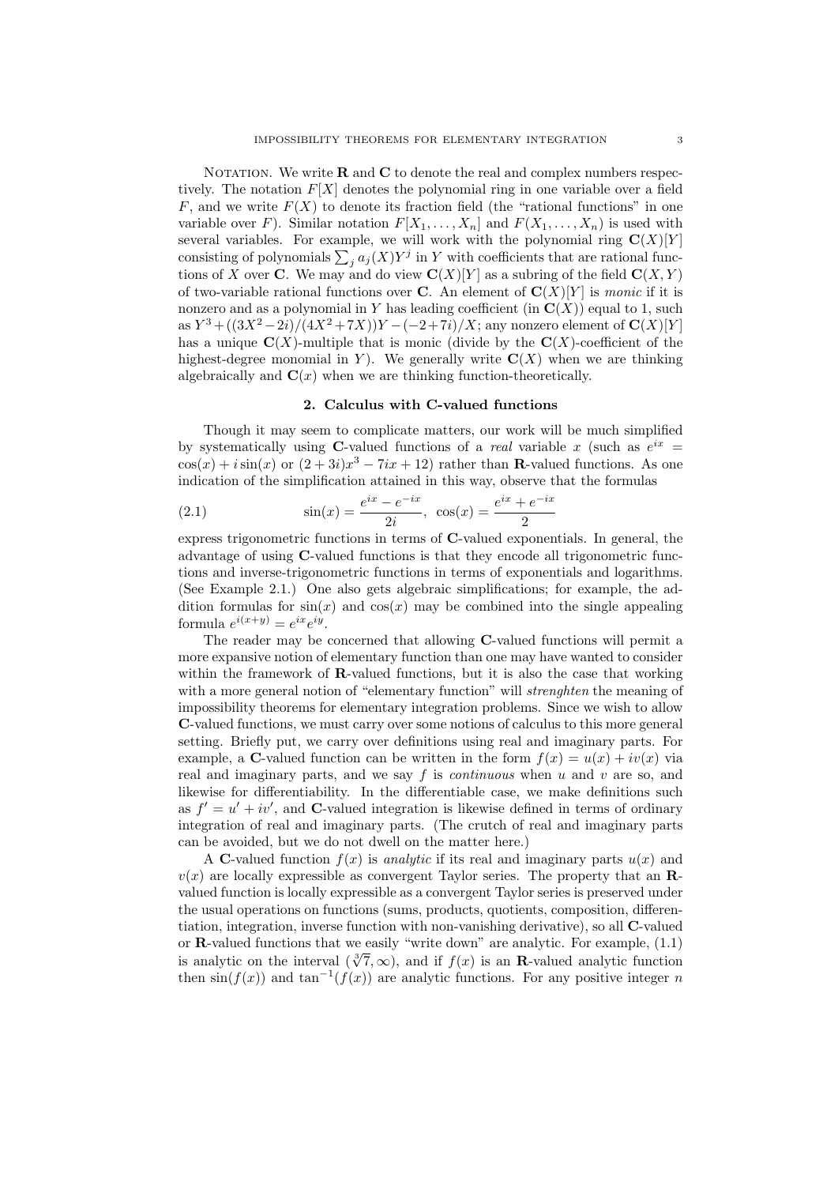Notation. We write $\mathbf{R}$ and $\mathbf{C}$ to denote the real and complex numbers respectively. The notation $F[X]$ denotes the polynomial ring in one variable over a field $F$, and we write $F(X)$ to denote its fraction field (the "rational functions" in one variable over $F$). Similar notation $F[X_1, \dots, X_n]$ and $F(X_1, \dots, X_n)$ is used with several variables. For example, we will work with the polynomial ring $\mathbf{C}(X)[Y]$ consisting of polynomials $\sum_j a_j(X)Y^j$ in $Y$ with coefficients that are rational functions of $X$ over $\mathbf{C}$. We may and do view $\mathbf{C}(X)[Y]$ as a subring of the field $\mathbf{C}(X, Y)$ of two-variable rational functions over $\mathbf{C}$. An element of $\mathbf{C}(X)[Y]$ is *monic* if it is nonzero and as a polynomial in $Y$ has leading coefficient (in $\mathbf{C}(X)$) equal to 1, such as $Y^3 + ((3X^2-2i)/(4X^2+7X))Y - (-2+7i)/X$; any nonzero element of $\mathbf{C}(X)[Y]$ has a unique $\mathbf{C}(X)$-multiple that is monic (divide by the $\mathbf{C}(X)$-coefficient of the highest-degree monomial in $Y$). We generally write $\mathbf{C}(X)$ when we are thinking algebraically and $\mathbf{C}(x)$ when we are thinking function-theoretically.

## 2. Calculus with C-valued functions

Though it may seem to complicate matters, our work will be much simplified by systematically using $\mathbf{C}$-valued functions of a *real* variable $x$ (such as $e^{ix} = \cos(x) + i\sin(x)$ or $(2+3i)x^3 - 7ix + 12$) rather than $\mathbf{R}$-valued functions. As one indication of the simplification attained in this way, observe that the formulas

$$\sin(x) = \frac{e^{ix} - e^{-ix}}{2i}, \quad \cos(x) = \frac{e^{ix} + e^{-ix}}{2} \tag{2.1}$$

express trigonometric functions in terms of $\mathbf{C}$-valued exponentials. In general, the advantage of using $\mathbf{C}$-valued functions is that they encode all trigonometric functions and inverse-trigonometric functions in terms of exponentials and logarithms. (See Example 2.1.) One also gets algebraic simplifications; for example, the addition formulas for $\sin(x)$ and $\cos(x)$ may be combined into the single appealing formula $e^{i(x+y)} = e^{ix}e^{iy}$.

The reader may be concerned that allowing $\mathbf{C}$-valued functions will permit a more expansive notion of elementary function than one may have wanted to consider within the framework of $\mathbf{R}$-valued functions, but it is also the case that working with a more general notion of "elementary function" will *strenghten* the meaning of impossibility theorems for elementary integration problems. Since we wish to allow $\mathbf{C}$-valued functions, we must carry over some notions of calculus to this more general setting. Briefly put, we carry over definitions using real and imaginary parts. For example, a $\mathbf{C}$-valued function can be written in the form $f(x) = u(x) + iv(x)$ via real and imaginary parts, and we say $f$ is *continuous* when $u$ and $v$ are so, and likewise for differentiability. In the differentiable case, we make definitions such as $f' = u' + iv'$, and $\mathbf{C}$-valued integration is likewise defined in terms of ordinary integration of real and imaginary parts. (The crutch of real and imaginary parts can be avoided, but we do not dwell on the matter here.)

A $\mathbf{C}$-valued function $f(x)$ is *analytic* if its real and imaginary parts $u(x)$ and $v(x)$ are locally expressible as convergent Taylor series. The property that an $\mathbf{R}$-valued function is locally expressible as a convergent Taylor series is preserved under the usual operations on functions (sums, products, quotients, composition, differentiation, integration, inverse function with non-vanishing derivative), so all $\mathbf{C}$-valued or $\mathbf{R}$-valued functions that we easily "write down" are analytic. For example, (1.1) is analytic on the interval $(\sqrt[3]{7}, \infty)$, and if $f(x)$ is an $\mathbf{R}$-valued analytic function then $\sin(f(x))$ and $\tan^{-1}(f(x))$ are analytic functions. For any positive integer $n$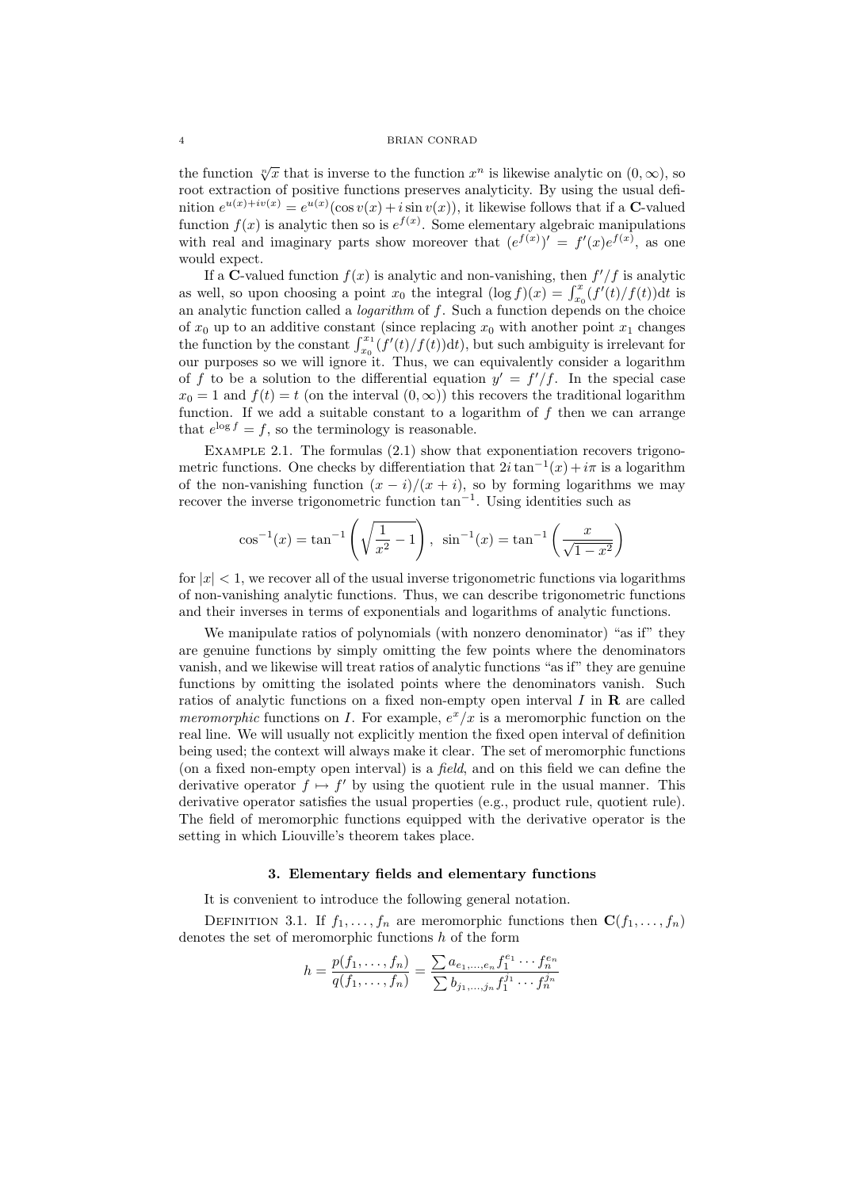the function $\sqrt[n]{x}$ that is inverse to the function $x^n$ is likewise analytic on $(0, \infty)$, so root extraction of positive functions preserves analyticity. By using the usual definition $e^{u(x)+iv(x)} = e^{u(x)}(\cos v(x) + i \sin v(x))$, it likewise follows that if a $\mathbf{C}$-valued function $f(x)$ is analytic then so is $e^{f(x)}$. Some elementary algebraic manipulations with real and imaginary parts show moreover that $(e^{f(x)})' = f'(x)e^{f(x)}$, as one would expect.

If a $\mathbf{C}$-valued function $f(x)$ is analytic and non-vanishing, then $f'/f$ is analytic as well, so upon choosing a point $x_0$ the integral $(\log f)(x) = \int_{x_0}^{x} (f'(t)/f(t))\mathrm{d}t$ is an analytic function called a *logarithm* of $f$. Such a function depends on the choice of $x_0$ up to an additive constant (since replacing $x_0$ with another point $x_1$ changes the function by the constant $\int_{x_0}^{x_1} (f'(t)/f(t))\mathrm{d}t$), but such ambiguity is irrelevant for our purposes so we will ignore it. Thus, we can equivalently consider a logarithm of $f$ to be a solution to the differential equation $y' = f'/f$. In the special case $x_0 = 1$ and $f(t) = t$ (on the interval $(0, \infty)$) this recovers the traditional logarithm function. If we add a suitable constant to a logarithm of $f$ then we can arrange that $e^{\log f} = f$, so the terminology is reasonable.

Example 2.1. The formulas (2.1) show that exponentiation recovers trigonometric functions. One checks by differentiation that $2i \tan^{-1}(x) + i\pi$ is a logarithm of the non-vanishing function $(x - i)/(x + i)$, so by forming logarithms we may recover the inverse trigonometric function $\tan^{-1}$. Using identities such as

$$\cos^{-1}(x) = \tan^{-1}\left(\sqrt{\frac{1}{x^2} - 1}\right), \ \ \sin^{-1}(x) = \tan^{-1}\left(\frac{x}{\sqrt{1 - x^2}}\right)$$

for $|x| < 1$, we recover all of the usual inverse trigonometric functions via logarithms of non-vanishing analytic functions. Thus, we can describe trigonometric functions and their inverses in terms of exponentials and logarithms of analytic functions.

We manipulate ratios of polynomials (with nonzero denominator) "as if" they are genuine functions by simply omitting the few points where the denominators vanish, and we likewise will treat ratios of analytic functions "as if" they are genuine functions by omitting the isolated points where the denominators vanish. Such ratios of analytic functions on a fixed non-empty open interval $I$ in $\mathbf{R}$ are called *meromorphic* functions on $I$. For example, $e^x/x$ is a meromorphic function on the real line. We will usually not explicitly mention the fixed open interval of definition being used; the context will always make it clear. The set of meromorphic functions (on a fixed non-empty open interval) is a *field*, and on this field we can define the derivative operator $f \mapsto f'$ by using the quotient rule in the usual manner. This derivative operator satisfies the usual properties (e.g., product rule, quotient rule). The field of meromorphic functions equipped with the derivative operator is the setting in which Liouville's theorem takes place.

## 3. Elementary fields and elementary functions

It is convenient to introduce the following general notation.

Definition 3.1. If $f_1, \dots, f_n$ are meromorphic functions then $\mathbf{C}(f_1, \dots, f_n)$ denotes the set of meromorphic functions $h$ of the form

$$h = \frac{p(f_1, \dots, f_n)}{q(f_1, \dots, f_n)} = \frac{\sum a_{e_1,\dots,e_n} f_1^{e_1} \cdots f_n^{e_n}}{\sum b_{j_1,\dots,j_n} f_1^{j_1} \cdots f_n^{j_n}}$$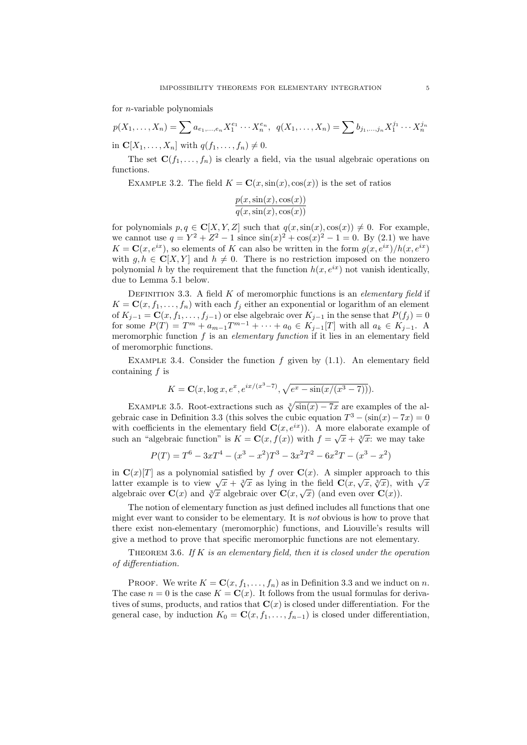for $n$-variable polynomials

$$p(X_1, \ldots, X_n) = \sum a_{e_1,\ldots,e_n} X_1^{e_1} \cdots X_n^{e_n}, \;\; q(X_1, \ldots, X_n) = \sum b_{j_1,\ldots,j_n} X_1^{j_1} \cdots X_n^{j_n}$$

in $\mathbf{C}[X_1, \ldots, X_n]$ with $q(f_1, \ldots, f_n) \neq 0$.

The set $\mathbf{C}(f_1, \ldots, f_n)$ is clearly a field, via the usual algebraic operations on functions.

Example 3.2. The field $K = \mathbf{C}(x, \sin(x), \cos(x))$ is the set of ratios

$$\frac{p(x, \sin(x), \cos(x))}{q(x, \sin(x), \cos(x))}$$

for polynomials $p, q \in \mathbf{C}[X, Y, Z]$ such that $q(x, \sin(x), \cos(x)) \neq 0$. For example, we cannot use $q = Y^2 + Z^2 - 1$ since $\sin(x)^2 + \cos(x)^2 - 1 = 0$. By (2.1) we have $K = \mathbf{C}(x, e^{ix})$, so elements of $K$ can also be written in the form $g(x, e^{ix})/h(x, e^{ix})$ with $g, h \in \mathbf{C}[X, Y]$ and $h \neq 0$. There is no restriction imposed on the nonzero polynomial $h$ by the requirement that the function $h(x, e^{ix})$ not vanish identically, due to Lemma 5.1 below.

Definition 3.3. A field $K$ of meromorphic functions is an *elementary field* if $K = \mathbf{C}(x, f_1, \ldots, f_n)$ with each $f_j$ either an exponential or logarithm of an element of $K_{j-1} = \mathbf{C}(x, f_1, \ldots, f_{j-1})$ or else algebraic over $K_{j-1}$ in the sense that $P(f_j) = 0$ for some $P(T) = T^m + a_{m-1}T^{m-1} + \cdots + a_0 \in K_{j-1}[T]$ with all $a_k \in K_{j-1}$. A meromorphic function $f$ is an *elementary function* if it lies in an elementary field of meromorphic functions.

Example 3.4. Consider the function $f$ given by (1.1). An elementary field containing $f$ is

$$K = \mathbf{C}(x, \log x, e^x, e^{ix/(x^3-7)}, \sqrt{e^x - \sin(x/(x^3 - 7))}).$$

Example 3.5. Root-extractions such as $\sqrt[3]{\sin(x) - 7x}$ are examples of the algebraic case in Definition 3.3 (this solves the cubic equation $T^3 - (\sin(x) - 7x) = 0$ with coefficients in the elementary field $\mathbf{C}(x, e^{ix})$). A more elaborate example of such an "algebraic function" is $K = \mathbf{C}(x, f(x))$ with $f = \sqrt{x} + \sqrt[3]{x}$: we may take

$$P(T) = T^6 - 3xT^4 - (x^3 - x^2)T^3 - 3x^2T^2 - 6x^2T - (x^3 - x^2)$$

in $\mathbf{C}(x)[T]$ as a polynomial satisfied by $f$ over $\mathbf{C}(x)$. A simpler approach to this latter example is to view $\sqrt{x} + \sqrt[3]{x}$ as lying in the field $\mathbf{C}(x, \sqrt{x}, \sqrt[3]{x})$, with $\sqrt{x}$ algebraic over $\mathbf{C}(x)$ and $\sqrt[3]{x}$ algebraic over $\mathbf{C}(x, \sqrt{x})$ (and even over $\mathbf{C}(x)$).

The notion of elementary function as just defined includes all functions that one might ever want to consider to be elementary. It is *not* obvious is how to prove that there exist non-elementary (meromorphic) functions, and Liouville's results will give a method to prove that specific meromorphic functions are not elementary.

Theorem 3.6. *If $K$ is an elementary field, then it is closed under the operation of differentiation.*

Proof. We write $K = \mathbf{C}(x, f_1, \ldots, f_n)$ as in Definition 3.3 and we induct on $n$. The case $n = 0$ is the case $K = \mathbf{C}(x)$. It follows from the usual formulas for derivatives of sums, products, and ratios that $\mathbf{C}(x)$ is closed under differentiation. For the general case, by induction $K_0 = \mathbf{C}(x, f_1, \ldots, f_{n-1})$ is closed under differentiation,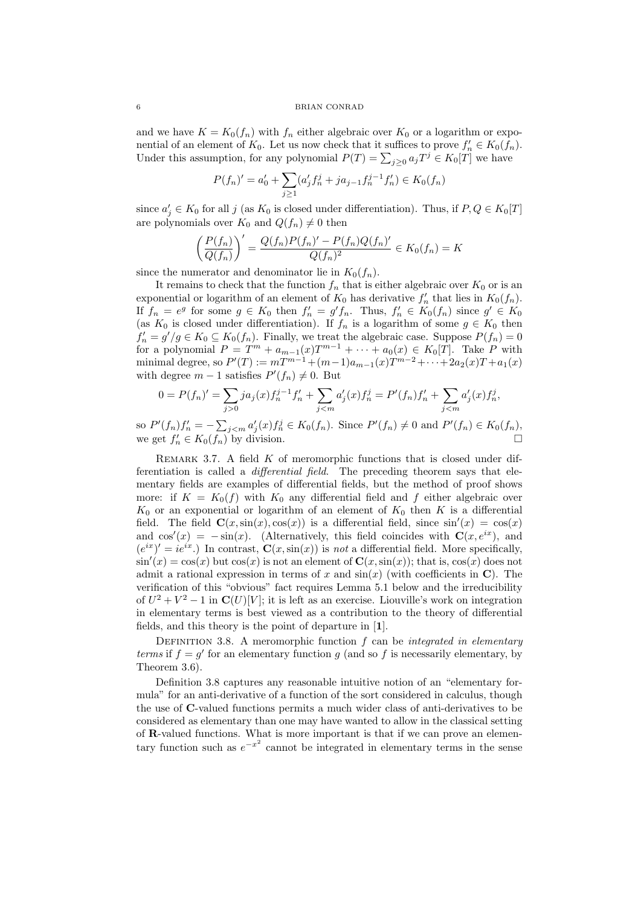and we have $K = K_0(f_n)$ with $f_n$ either algebraic over $K_0$ or a logarithm or exponential of an element of $K_0$. Let us now check that it suffices to prove $f_n' \in K_0(f_n)$. Under this assumption, for any polynomial $P(T) = \sum_{j \geq 0} a_j T^j \in K_0[T]$ we have

$$P(f_n)' = a_0' + \sum_{j \geq 1} (a_j' f_n^j + j a_{j-1} f_n^{j-1} f_n') \in K_0(f_n)$$

since $a_j' \in K_0$ for all $j$ (as $K_0$ is closed under differentiation). Thus, if $P, Q \in K_0[T]$ are polynomials over $K_0$ and $Q(f_n) \neq 0$ then

$$\left( \frac{P(f_n)}{Q(f_n)} \right)' = \frac{Q(f_n)P(f_n)' - P(f_n)Q(f_n)'}{Q(f_n)^2} \in K_0(f_n) = K$$

since the numerator and denominator lie in $K_0(f_n)$.

It remains to check that the function $f_n$ that is either algebraic over $K_0$ or is an exponential or logarithm of an element of $K_0$ has derivative $f_n'$ that lies in $K_0(f_n)$. If $f_n = e^g$ for some $g \in K_0$ then $f_n' = g' f_n$. Thus, $f_n' \in K_0(f_n)$ since $g' \in K_0$ (as $K_0$ is closed under differentiation). If $f_n$ is a logarithm of some $g \in K_0$ then $f_n' = g'/g \in K_0 \subseteq K_0(f_n)$. Finally, we treat the algebraic case. Suppose $P(f_n) = 0$ for a polynomial $P = T^m + a_{m-1}(x)T^{m-1} + \cdots + a_0(x) \in K_0[T]$. Take $P$ with minimal degree, so $P'(T) := mT^{m-1} + (m-1)a_{m-1}(x)T^{m-2} + \cdots + 2a_2(x)T + a_1(x)$ with degree $m-1$ satisfies $P'(f_n) \neq 0$. But

$$0 = P(f_n)' = \sum_{j>0} j a_j(x) f_n^{j-1} f_n' + \sum_{j<m} a_j'(x) f_n^j = P'(f_n) f_n' + \sum_{j<m} a_j'(x) f_n^j,$$

so $P'(f_n) f_n' = -\sum_{j<m} a_j'(x) f_n^j \in K_0(f_n)$. Since $P'(f_n) \neq 0$ and $P'(f_n) \in K_0(f_n)$, we get $f_n' \in K_0(f_n)$ by division. $\square$

REMARK 3.7. A field $K$ of meromorphic functions that is closed under differentiation is called a *differential field*. The preceding theorem says that elementary fields are examples of differential fields, but the method of proof shows more: if $K = K_0(f)$ with $K_0$ any differential field and $f$ either algebraic over $K_0$ or an exponential or logarithm of an element of $K_0$ then $K$ is a differential field. The field $\mathbf{C}(x, \sin(x), \cos(x))$ is a differential field, since $\sin'(x) = \cos(x)$ and $\cos'(x) = -\sin(x)$. (Alternatively, this field coincides with $\mathbf{C}(x, e^{ix})$, and $(e^{ix})' = ie^{ix}$.) In contrast, $\mathbf{C}(x, \sin(x))$ is *not* a differential field. More specifically, $\sin'(x) = \cos(x)$ but $\cos(x)$ is not an element of $\mathbf{C}(x, \sin(x))$; that is, $\cos(x)$ does not admit a rational expression in terms of $x$ and $\sin(x)$ (with coefficients in $\mathbf{C}$). The verification of this "obvious" fact requires Lemma 5.1 below and the irreducibility of $U^2 + V^2 - 1$ in $\mathbf{C}(U)[V]$; it is left as an exercise. Liouville's work on integration in elementary terms is best viewed as a contribution to the theory of differential fields, and this theory is the point of departure in [**1**].

DEFINITION 3.8. A meromorphic function $f$ can be *integrated in elementary terms* if $f = g'$ for an elementary function $g$ (and so $f$ is necessarily elementary, by Theorem 3.6).

Definition 3.8 captures any reasonable intuitive notion of an "elementary formula" for an anti-derivative of a function of the sort considered in calculus, though the use of $\mathbf{C}$-valued functions permits a much wider class of anti-derivatives to be considered as elementary than one may have wanted to allow in the classical setting of $\mathbf{R}$-valued functions. What is more important is that if we can prove an elementary function such as $e^{-x^2}$ cannot be integrated in elementary terms in the sense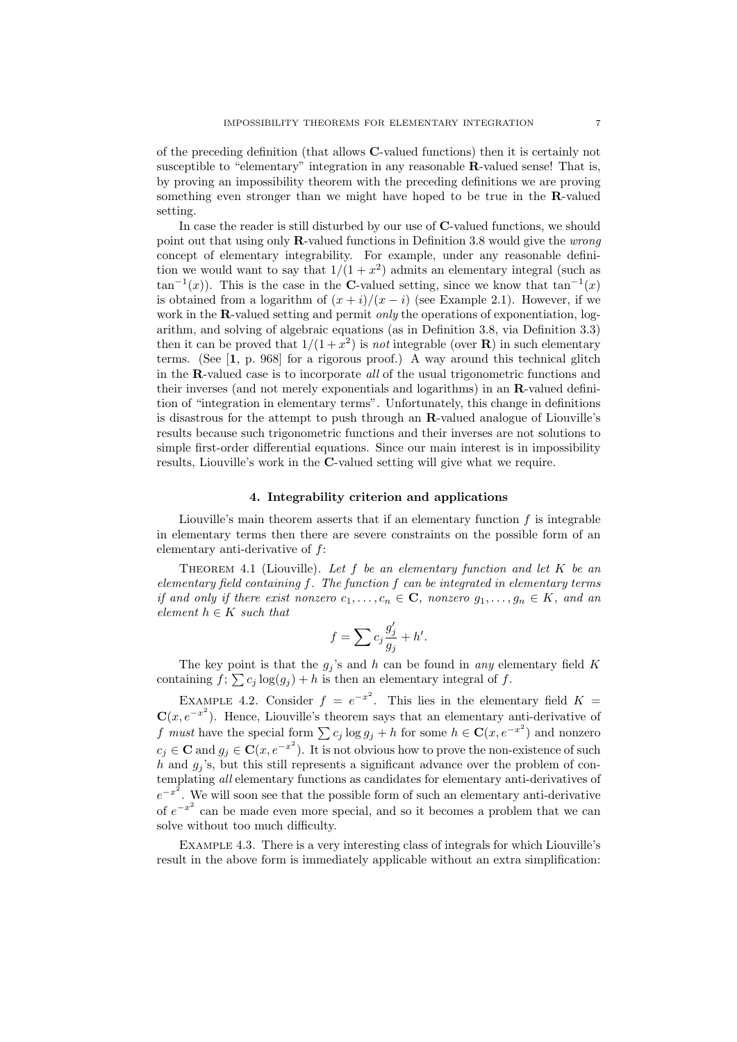of the preceding definition (that allows **C**-valued functions) then it is certainly not susceptible to "elementary" integration in any reasonable **R**-valued sense! That is, by proving an impossibility theorem with the preceding definitions we are proving something even stronger than we might have hoped to be true in the **R**-valued setting.

In case the reader is still disturbed by our use of **C**-valued functions, we should point out that using only **R**-valued functions in Definition 3.8 would give the *wrong* concept of elementary integrability. For example, under any reasonable definition we would want to say that $1/(1+x^2)$ admits an elementary integral (such as $\tan^{-1}(x)$). This is the case in the **C**-valued setting, since we know that $\tan^{-1}(x)$ is obtained from a logarithm of $(x+i)/(x-i)$ (see Example 2.1). However, if we work in the **R**-valued setting and permit *only* the operations of exponentiation, logarithm, and solving of algebraic equations (as in Definition 3.8, via Definition 3.3) then it can be proved that $1/(1+x^2)$ is *not* integrable (over **R**) in such elementary terms. (See [**1**, p. 968] for a rigorous proof.) A way around this technical glitch in the **R**-valued case is to incorporate *all* of the usual trigonometric functions and their inverses (and not merely exponentials and logarithms) in an **R**-valued definition of "integration in elementary terms". Unfortunately, this change in definitions is disastrous for the attempt to push through an **R**-valued analogue of Liouville's results because such trigonometric functions and their inverses are not solutions to simple first-order differential equations. Since our main interest is in impossibility results, Liouville's work in the **C**-valued setting will give what we require.

## 4. Integrability criterion and applications

Liouville's main theorem asserts that if an elementary function $f$ is integrable in elementary terms then there are severe constraints on the possible form of an elementary anti-derivative of $f$:

THEOREM 4.1 (Liouville). *Let $f$ be an elementary function and let $K$ be an elementary field containing $f$. The function $f$ can be integrated in elementary terms if and only if there exist nonzero $c_1, \ldots, c_n \in \mathbf{C}$, nonzero $g_1, \ldots, g_n \in K$, and an element $h \in K$ such that*

$$f = \sum c_j \frac{g_j'}{g_j} + h'.$$

The key point is that the $g_j$'s and $h$ can be found in *any* elementary field $K$ containing $f$; $\sum c_j \log(g_j) + h$ is then an elementary integral of $f$.

EXAMPLE 4.2. Consider $f = e^{-x^2}$. This lies in the elementary field $K = \mathbf{C}(x, e^{-x^2})$. Hence, Liouville's theorem says that an elementary anti-derivative of $f$ *must* have the special form $\sum c_j \log g_j + h$ for some $h \in \mathbf{C}(x, e^{-x^2})$ and nonzero $c_j \in \mathbf{C}$ and $g_j \in \mathbf{C}(x, e^{-x^2})$. It is not obvious how to prove the non-existence of such $h$ and $g_j$'s, but this still represents a significant advance over the problem of contemplating *all* elementary functions as candidates for elementary anti-derivatives of $e^{-x^2}$. We will soon see that the possible form of such an elementary anti-derivative of $e^{-x^2}$ can be made even more special, and so it becomes a problem that we can solve without too much difficulty.

EXAMPLE 4.3. There is a very interesting class of integrals for which Liouville's result in the above form is immediately applicable without an extra simplification: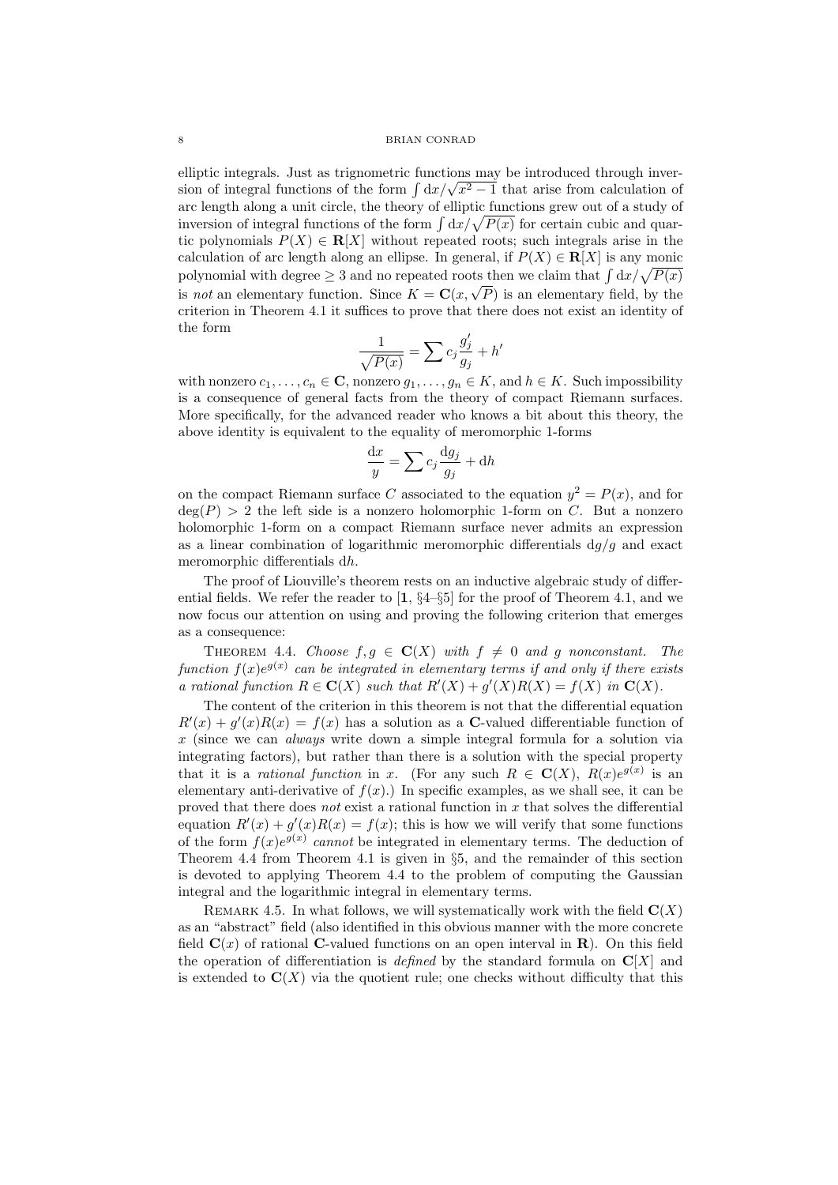elliptic integrals. Just as trignometric functions may be introduced through inversion of integral functions of the form $\int \mathrm{d}x/\sqrt{x^2-1}$ that arise from calculation of arc length along a unit circle, the theory of elliptic functions grew out of a study of inversion of integral functions of the form $\int \mathrm{d}x/\sqrt{P(x)}$ for certain cubic and quartic polynomials $P(X) \in \mathbf{R}[X]$ without repeated roots; such integrals arise in the calculation of arc length along an ellipse. In general, if $P(X) \in \mathbf{R}[X]$ is any monic polynomial with degree $\geq 3$ and no repeated roots then we claim that $\int \mathrm{d}x/\sqrt{P(x)}$ is *not* an elementary function. Since $K = \mathbf{C}(x, \sqrt{P})$ is an elementary field, by the criterion in Theorem 4.1 it suffices to prove that there does not exist an identity of the form

$$\frac{1}{\sqrt{P(x)}} = \sum c_j \frac{g_j'}{g_j} + h'$$

with nonzero $c_1, \dots, c_n \in \mathbf{C}$, nonzero $g_1, \dots, g_n \in K$, and $h \in K$. Such impossibility is a consequence of general facts from the theory of compact Riemann surfaces. More specifically, for the advanced reader who knows a bit about this theory, the above identity is equivalent to the equality of meromorphic 1-forms

$$\frac{\mathrm{d}x}{y} = \sum c_j \frac{\mathrm{d}g_j}{g_j} + \mathrm{d}h$$

on the compact Riemann surface $C$ associated to the equation $y^2 = P(x)$, and for $\deg(P) > 2$ the left side is a nonzero holomorphic 1-form on $C$. But a nonzero holomorphic 1-form on a compact Riemann surface never admits an expression as a linear combination of logarithmic meromorphic differentials $\mathrm{d}g/g$ and exact meromorphic differentials $\mathrm{d}h$.

The proof of Liouville's theorem rests on an inductive algebraic study of differential fields. We refer the reader to [**1**, §4–§5] for the proof of Theorem 4.1, and we now focus our attention on using and proving the following criterion that emerges as a consequence:

Theorem 4.4. *Choose $f, g \in \mathbf{C}(X)$ with $f \neq 0$ and $g$ nonconstant. The function $f(x)e^{g(x)}$ can be integrated in elementary terms if and only if there exists a rational function $R \in \mathbf{C}(X)$ such that $R'(X) + g'(X)R(X) = f(X)$ in $\mathbf{C}(X)$.*

The content of the criterion in this theorem is not that the differential equation $R'(x) + g'(x)R(x) = f(x)$ has a solution as a $\mathbf{C}$-valued differentiable function of $x$ (since we can *always* write down a simple integral formula for a solution via integrating factors), but rather than there is a solution with the special property that it is a *rational function* in $x$. (For any such $R \in \mathbf{C}(X)$, $R(x)e^{g(x)}$ is an elementary anti-derivative of $f(x)$.) In specific examples, as we shall see, it can be proved that there does *not* exist a rational function in $x$ that solves the differential equation $R'(x) + g'(x)R(x) = f(x)$; this is how we will verify that some functions of the form $f(x)e^{g(x)}$ *cannot* be integrated in elementary terms. The deduction of Theorem 4.4 from Theorem 4.1 is given in §5, and the remainder of this section is devoted to applying Theorem 4.4 to the problem of computing the Gaussian integral and the logarithmic integral in elementary terms.

Remark 4.5. In what follows, we will systematically work with the field $\mathbf{C}(X)$ as an "abstract" field (also identified in this obvious manner with the more concrete field $\mathbf{C}(x)$ of rational $\mathbf{C}$-valued functions on an open interval in $\mathbf{R}$). On this field the operation of differentiation is *defined* by the standard formula on $\mathbf{C}[X]$ and is extended to $\mathbf{C}(X)$ via the quotient rule; one checks without difficulty that this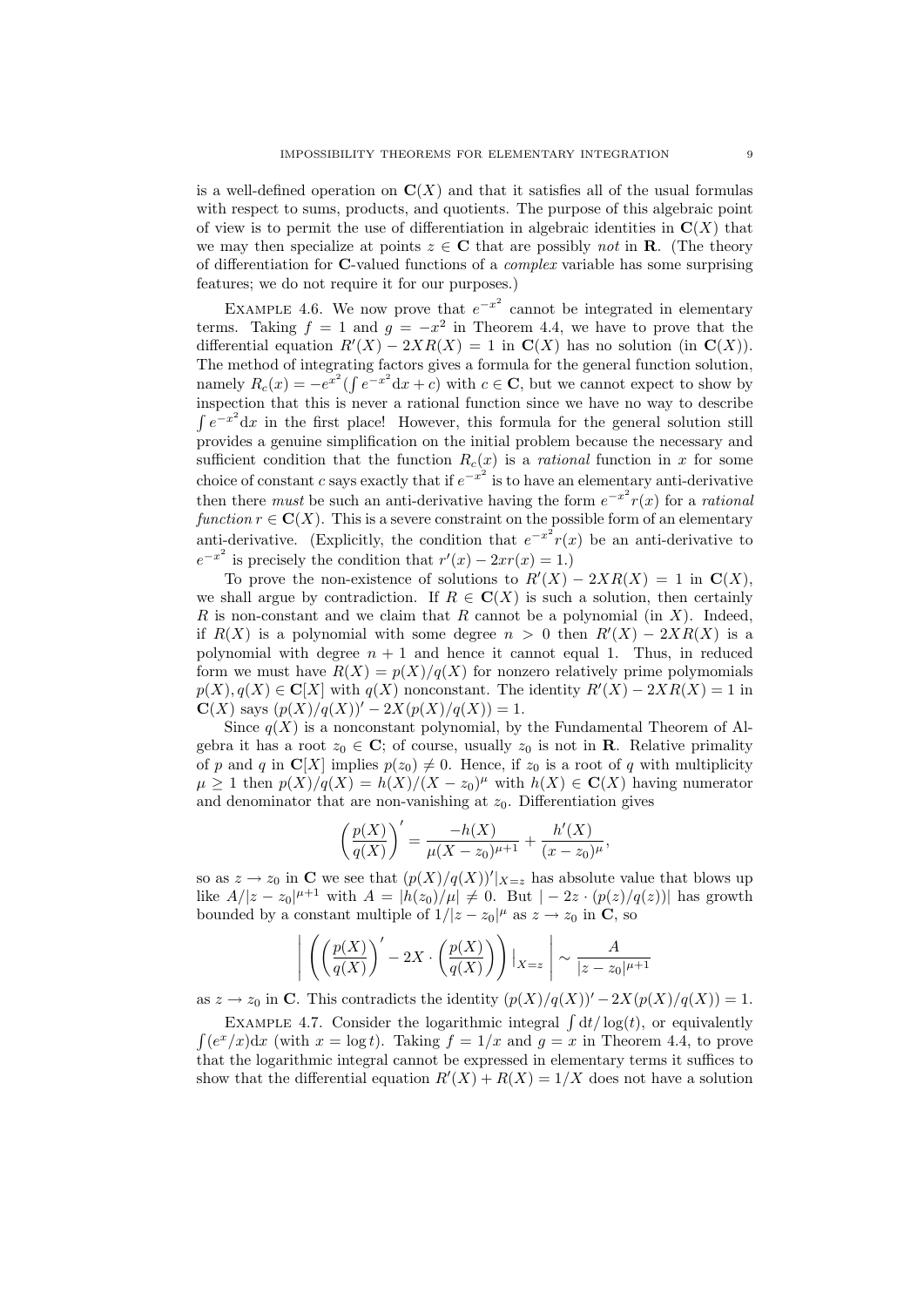is a well-defined operation on $\mathbf{C}(X)$ and that it satisfies all of the usual formulas with respect to sums, products, and quotients. The purpose of this algebraic point of view is to permit the use of differentiation in algebraic identities in $\mathbf{C}(X)$ that we may then specialize at points $z \in \mathbf{C}$ that are possibly *not* in $\mathbf{R}$. (The theory of differentiation for $\mathbf{C}$-valued functions of a *complex* variable has some surprising features; we do not require it for our purposes.)

Example 4.6. We now prove that $e^{-x^2}$ cannot be integrated in elementary terms. Taking $f = 1$ and $g = -x^2$ in Theorem 4.4, we have to prove that the differential equation $R'(X) - 2XR(X) = 1$ in $\mathbf{C}(X)$ has no solution (in $\mathbf{C}(X)$). The method of integrating factors gives a formula for the general function solution, namely $R_c(x) = -e^{x^2}(\int e^{-x^2}\mathrm{d}x + c)$ with $c \in \mathbf{C}$, but we cannot expect to show by inspection that this is never a rational function since we have no way to describe $\int e^{-x^2}\mathrm{d}x$ in the first place! However, this formula for the general solution still provides a genuine simplification on the initial problem because the necessary and sufficient condition that the function $R_c(x)$ is a *rational* function in $x$ for some choice of constant $c$ says exactly that if $e^{-x^2}$ is to have an elementary anti-derivative then there *must* be such an anti-derivative having the form $e^{-x^2}r(x)$ for a *rational function* $r \in \mathbf{C}(X)$. This is a severe constraint on the possible form of an elementary anti-derivative. (Explicitly, the condition that $e^{-x^2}r(x)$ be an anti-derivative to $e^{-x^2}$ is precisely the condition that $r'(x) - 2xr(x) = 1$.)

To prove the non-existence of solutions to $R'(X) - 2XR(X) = 1$ in $\mathbf{C}(X)$, we shall argue by contradiction. If $R \in \mathbf{C}(X)$ is such a solution, then certainly $R$ is non-constant and we claim that $R$ cannot be a polynomial (in $X$). Indeed, if $R(X)$ is a polynomial with some degree $n > 0$ then $R'(X) - 2XR(X)$ is a polynomial with degree $n+1$ and hence it cannot equal 1. Thus, in reduced form we must have $R(X) = p(X)/q(X)$ for nonzero relatively prime polymomials $p(X), q(X) \in \mathbf{C}[X]$ with $q(X)$ nonconstant. The identity $R'(X) - 2XR(X) = 1$ in $\mathbf{C}(X)$ says $(p(X)/q(X))' - 2X(p(X)/q(X)) = 1$.

Since $q(X)$ is a nonconstant polynomial, by the Fundamental Theorem of Algebra it has a root $z_0 \in \mathbf{C}$; of course, usually $z_0$ is not in $\mathbf{R}$. Relative primality of $p$ and $q$ in $\mathbf{C}[X]$ implies $p(z_0) \neq 0$. Hence, if $z_0$ is a root of $q$ with multiplicity $\mu \geq 1$ then $p(X)/q(X) = h(X)/(X - z_0)^\mu$ with $h(X) \in \mathbf{C}(X)$ having numerator and denominator that are non-vanishing at $z_0$. Differentiation gives

$$\left(\frac{p(X)}{q(X)}\right)' = \frac{-h(X)}{\mu(X - z_0)^{\mu+1}} + \frac{h'(X)}{(x - z_0)^\mu},$$

so as $z \to z_0$ in $\mathbf{C}$ we see that $(p(X)/q(X))'|_{X=z}$ has absolute value that blows up like $A/|z - z_0|^{\mu+1}$ with $A = |h(z_0)/\mu| \neq 0$. But $|-2z \cdot (p(z)/q(z))|$ has growth bounded by a constant multiple of $1/|z - z_0|^\mu$ as $z \to z_0$ in $\mathbf{C}$, so

$$\left| \left( \left(\frac{p(X)}{q(X)}\right)' - 2X \cdot \left(\frac{p(X)}{q(X)}\right) \right) \Big|_{X=z} \right| \sim \frac{A}{|z - z_0|^{\mu+1}}$$

as $z \to z_0$ in $\mathbf{C}$. This contradicts the identity $(p(X)/q(X))' - 2X(p(X)/q(X)) = 1$.

Example 4.7. Consider the logarithmic integral $\int \mathrm{d}t/\log(t)$, or equivalently $\int (e^x/x)\mathrm{d}x$ (with $x = \log t$). Taking $f = 1/x$ and $g = x$ in Theorem 4.4, to prove that the logarithmic integral cannot be expressed in elementary terms it suffices to show that the differential equation $R'(X) + R(X) = 1/X$ does not have a solution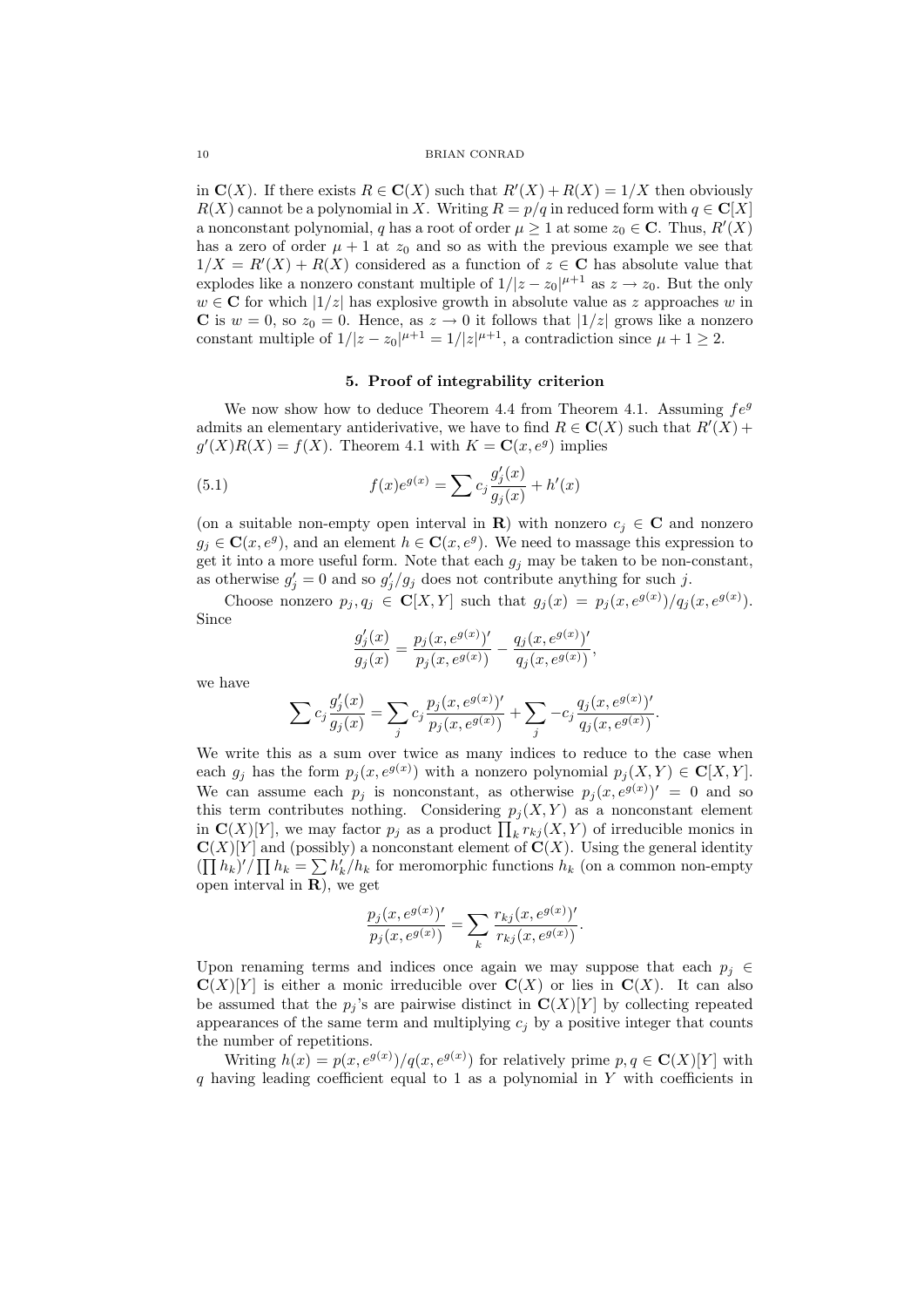in $\mathbf{C}(X)$. If there exists $R \in \mathbf{C}(X)$ such that $R'(X) + R(X) = 1/X$ then obviously $R(X)$ cannot be a polynomial in $X$. Writing $R = p/q$ in reduced form with $q \in \mathbf{C}[X]$ a nonconstant polynomial, $q$ has a root of order $\mu \geq 1$ at some $z_0 \in \mathbf{C}$. Thus, $R'(X)$ has a zero of order $\mu + 1$ at $z_0$ and so as with the previous example we see that $1/X = R'(X) + R(X)$ considered as a function of $z \in \mathbf{C}$ has absolute value that explodes like a nonzero constant multiple of $1/|z - z_0|^{\mu+1}$ as $z \to z_0$. But the only $w \in \mathbf{C}$ for which $|1/z|$ has explosive growth in absolute value as $z$ approaches $w$ in $\mathbf{C}$ is $w = 0$, so $z_0 = 0$. Hence, as $z \to 0$ it follows that $|1/z|$ grows like a nonzero constant multiple of $1/|z - z_0|^{\mu+1} = 1/|z|^{\mu+1}$, a contradiction since $\mu + 1 \geq 2$.

## 5. Proof of integrability criterion

We now show how to deduce Theorem 4.4 from Theorem 4.1. Assuming $fe^g$ admits an elementary antiderivative, we have to find $R \in \mathbf{C}(X)$ such that $R'(X) + g'(X)R(X) = f(X)$. Theorem 4.1 with $K = \mathbf{C}(x, e^g)$ implies

$$f(x)e^{g(x)} = \sum c_j \frac{g_j'(x)}{g_j(x)} + h'(x) \tag{5.1}$$

(on a suitable non-empty open interval in $\mathbf{R}$) with nonzero $c_j \in \mathbf{C}$ and nonzero $g_j \in \mathbf{C}(x, e^g)$, and an element $h \in \mathbf{C}(x, e^g)$. We need to massage this expression to get it into a more useful form. Note that each $g_j$ may be taken to be non-constant, as otherwise $g_j' = 0$ and so $g_j'/g_j$ does not contribute anything for such $j$.

Choose nonzero $p_j, q_j \in \mathbf{C}[X, Y]$ such that $g_j(x) = p_j(x, e^{g(x)})/q_j(x, e^{g(x)})$. Since

$$\frac{g_j'(x)}{g_j(x)} = \frac{p_j(x, e^{g(x)})'}{p_j(x, e^{g(x)})} - \frac{q_j(x, e^{g(x)})'}{q_j(x, e^{g(x)})},$$

we have

$$\sum c_j \frac{g_j'(x)}{g_j(x)} = \sum_j c_j \frac{p_j(x, e^{g(x)})'}{p_j(x, e^{g(x)})} + \sum_j -c_j \frac{q_j(x, e^{g(x)})'}{q_j(x, e^{g(x)})}.$$

We write this as a sum over twice as many indices to reduce to the case when each $g_j$ has the form $p_j(x, e^{g(x)})$ with a nonzero polynomial $p_j(X, Y) \in \mathbf{C}[X, Y]$. We can assume each $p_j$ is nonconstant, as otherwise $p_j(x, e^{g(x)})' = 0$ and so this term contributes nothing. Considering $p_j(X, Y)$ as a nonconstant element in $\mathbf{C}(X)[Y]$, we may factor $p_j$ as a product $\prod_k r_{kj}(X, Y)$ of irreducible monics in $\mathbf{C}(X)[Y]$ and (possibly) a nonconstant element of $\mathbf{C}(X)$. Using the general identity $(\prod h_k)'/\prod h_k = \sum h_k'/h_k$ for meromorphic functions $h_k$ (on a common non-empty open interval in $\mathbf{R}$), we get

$$\frac{p_j(x, e^{g(x)})'}{p_j(x, e^{g(x)})} = \sum_k \frac{r_{kj}(x, e^{g(x)})'}{r_{kj}(x, e^{g(x)})}.$$

Upon renaming terms and indices once again we may suppose that each $p_j \in \mathbf{C}(X)[Y]$ is either a monic irreducible over $\mathbf{C}(X)$ or lies in $\mathbf{C}(X)$. It can also be assumed that the $p_j$'s are pairwise distinct in $\mathbf{C}(X)[Y]$ by collecting repeated appearances of the same term and multiplying $c_j$ by a positive integer that counts the number of repetitions.

Writing $h(x) = p(x, e^{g(x)})/q(x, e^{g(x)})$ for relatively prime $p, q \in \mathbf{C}(X)[Y]$ with $q$ having leading coefficient equal to 1 as a polynomial in $Y$ with coefficients in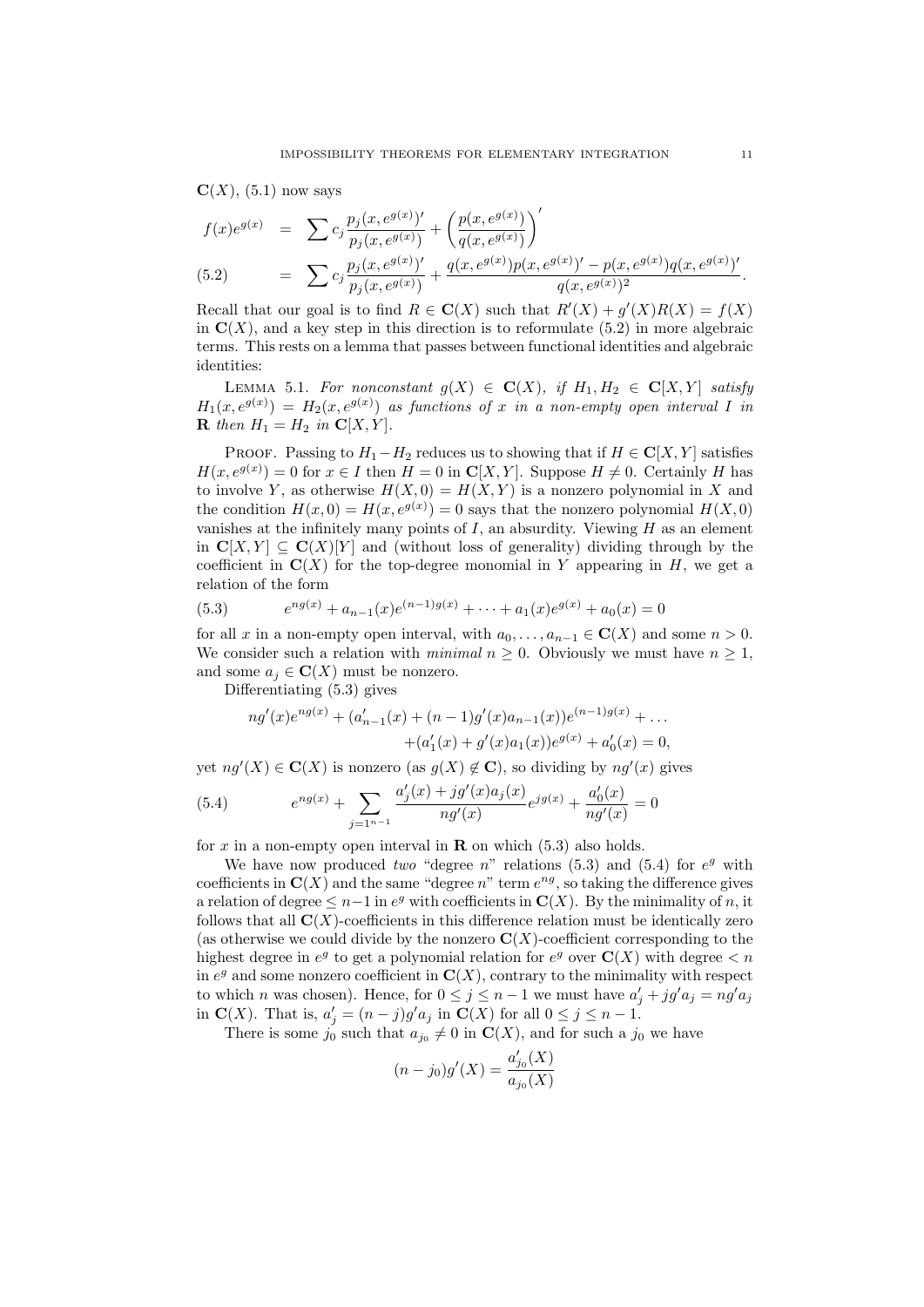$\mathbf{C}(X)$, (5.1) now says

$$
\begin{aligned}
f(x)e^{g(x)} &= \sum c_j \frac{p_j(x, e^{g(x)})'}{p_j(x, e^{g(x)})} + \left( \frac{p(x, e^{g(x)})}{q(x, e^{g(x)})} \right)' \\
&= \sum c_j \frac{p_j(x, e^{g(x)})'}{p_j(x, e^{g(x)})} + \frac{q(x, e^{g(x)})p(x, e^{g(x)})' - p(x, e^{g(x)})q(x, e^{g(x)})'}{q(x, e^{g(x)})^2}. \qquad (5.2)
\end{aligned}
$$

Recall that our goal is to find $R \in \mathbf{C}(X)$ such that $R'(X) + g'(X)R(X) = f(X)$ in $\mathbf{C}(X)$, and a key step in this direction is to reformulate (5.2) in more algebraic terms. This rests on a lemma that passes between functional identities and algebraic identities:

Lemma 5.1. *For nonconstant $g(X) \in \mathbf{C}(X)$, if $H_1, H_2 \in \mathbf{C}[X, Y]$ satisfy $H_1(x, e^{g(x)}) = H_2(x, e^{g(x)})$ as functions of $x$ in a non-empty open interval $I$ in $\mathbf{R}$ then $H_1 = H_2$ in $\mathbf{C}[X, Y]$.*

Proof. Passing to $H_1 - H_2$ reduces us to showing that if $H \in \mathbf{C}[X, Y]$ satisfies $H(x, e^{g(x)}) = 0$ for $x \in I$ then $H = 0$ in $\mathbf{C}[X, Y]$. Suppose $H \neq 0$. Certainly $H$ has to involve $Y$, as otherwise $H(X, 0) = H(X, Y)$ is a nonzero polynomial in $X$ and the condition $H(x, 0) = H(x, e^{g(x)}) = 0$ says that the nonzero polynomial $H(X, 0)$ vanishes at the infinitely many points of $I$, an absurdity. Viewing $H$ as an element in $\mathbf{C}[X, Y] \subseteq \mathbf{C}(X)[Y]$ and (without loss of generality) dividing through by the coefficient in $\mathbf{C}(X)$ for the top-degree monomial in $Y$ appearing in $H$, we get a relation of the form

$$
e^{ng(x)} + a_{n-1}(x)e^{(n-1)g(x)} + \cdots + a_1(x)e^{g(x)} + a_0(x) = 0 \qquad (5.3)
$$

for all $x$ in a non-empty open interval, with $a_0, \ldots, a_{n-1} \in \mathbf{C}(X)$ and some $n > 0$. We consider such a relation with *minimal* $n \geq 0$. Obviously we must have $n \geq 1$, and some $a_j \in \mathbf{C}(X)$ must be nonzero.

Differentiating (5.3) gives

$$
\begin{aligned}
ng'(x)e^{ng(x)} + (a'_{n-1}(x) + (n-1)g'(x)a_{n-1}(x))e^{(n-1)g(x)} + \ldots \\
+ (a'_1(x) + g'(x)a_1(x))e^{g(x)} + a'_0(x) = 0,
\end{aligned}
$$

yet $ng'(X) \in \mathbf{C}(X)$ is nonzero (as $g(X) \notin \mathbf{C}$), so dividing by $ng'(x)$ gives

$$
e^{ng(x)} + \sum_{j=1^{n-1}} \frac{a'_j(x) + jg'(x)a_j(x)}{ng'(x)} e^{jg(x)} + \frac{a'_0(x)}{ng'(x)} = 0 \qquad (5.4)
$$

for $x$ in a non-empty open interval in $\mathbf{R}$ on which (5.3) also holds.

We have now produced *two* "degree $n$" relations (5.3) and (5.4) for $e^g$ with coefficients in $\mathbf{C}(X)$ and the same "degree $n$" term $e^{ng}$, so taking the difference gives a relation of degree $\leq n-1$ in $e^g$ with coefficients in $\mathbf{C}(X)$. By the minimality of $n$, it follows that all $\mathbf{C}(X)$-coefficients in this difference relation must be identically zero (as otherwise we could divide by the nonzero $\mathbf{C}(X)$-coefficient corresponding to the highest degree in $e^g$ to get a polynomial relation for $e^g$ over $\mathbf{C}(X)$ with degree $< n$ in $e^g$ and some nonzero coefficient in $\mathbf{C}(X)$, contrary to the minimality with respect to which $n$ was chosen). Hence, for $0 \leq j \leq n-1$ we must have $a'_j + jg'a_j = ng'a_j$ in $\mathbf{C}(X)$. That is, $a'_j = (n-j)g'a_j$ in $\mathbf{C}(X)$ for all $0 \leq j \leq n-1$.

There is some $j_0$ such that $a_{j_0} \neq 0$ in $\mathbf{C}(X)$, and for such a $j_0$ we have

$$
(n - j_0)g'(X) = \frac{a'_{j_0}(X)}{a_{j_0}(X)}
$$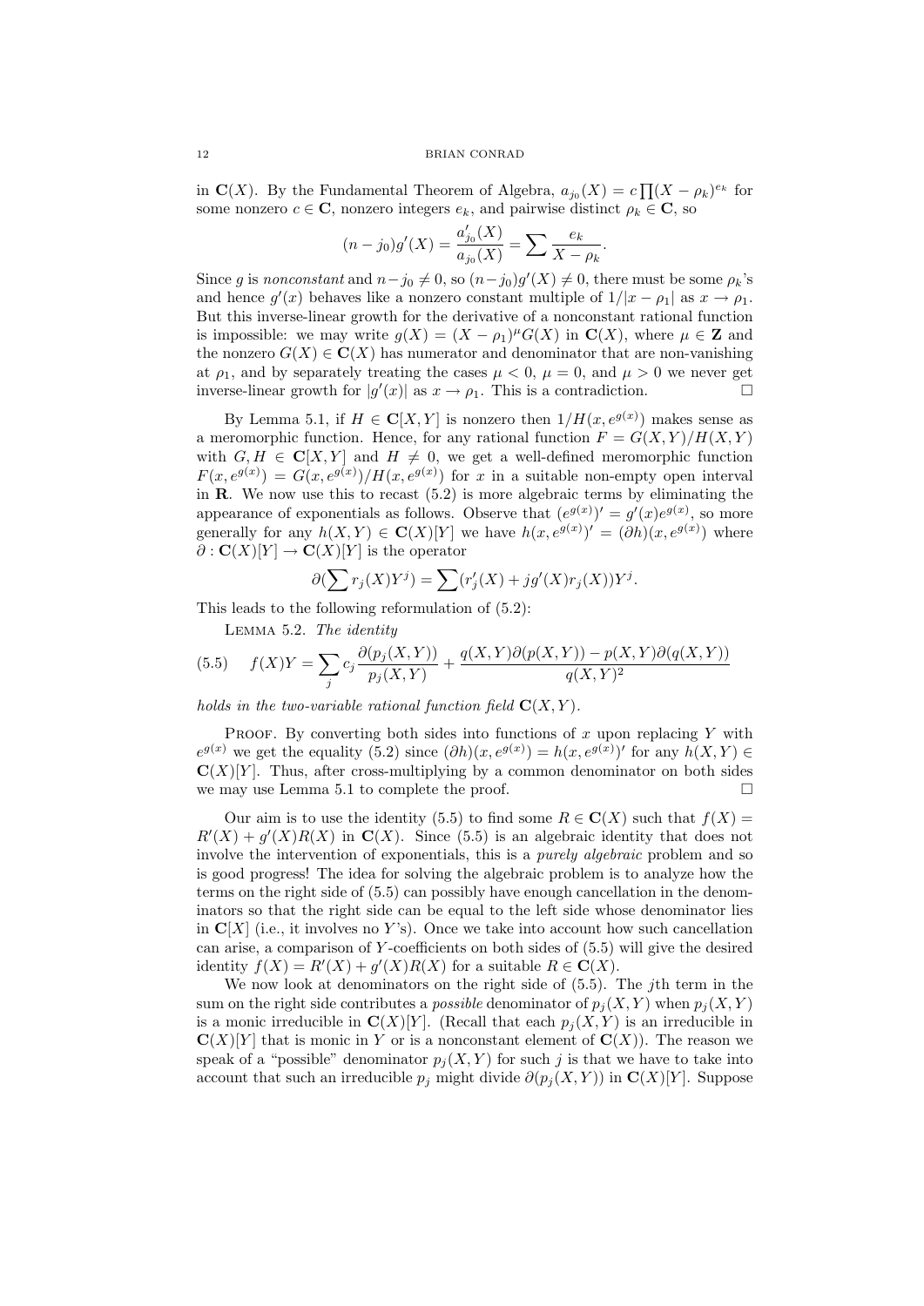in $\mathbf{C}(X)$. By the Fundamental Theorem of Algebra, $a_{j_0}(X) = c\prod(X-\rho_k)^{e_k}$ for some nonzero $c \in \mathbf{C}$, nonzero integers $e_k$, and pairwise distinct $\rho_k \in \mathbf{C}$, so

$$(n-j_0)g'(X) = \frac{a'_{j_0}(X)}{a_{j_0}(X)} = \sum \frac{e_k}{X-\rho_k}.$$

Since $g$ is *nonconstant* and $n-j_0 \neq 0$, so $(n-j_0)g'(X) \neq 0$, there must be some $\rho_k$'s and hence $g'(x)$ behaves like a nonzero constant multiple of $1/|x-\rho_1|$ as $x \to \rho_1$. But this inverse-linear growth for the derivative of a nonconstant rational function is impossible: we may write $g(X) = (X-\rho_1)^\mu G(X)$ in $\mathbf{C}(X)$, where $\mu \in \mathbf{Z}$ and the nonzero $G(X) \in \mathbf{C}(X)$ has numerator and denominator that are non-vanishing at $\rho_1$, and by separately treating the cases $\mu < 0$, $\mu = 0$, and $\mu > 0$ we never get inverse-linear growth for $|g'(x)|$ as $x \to \rho_1$. This is a contradiction. □

By Lemma 5.1, if $H \in \mathbf{C}[X,Y]$ is nonzero then $1/H(x, e^{g(x)})$ makes sense as a meromorphic function. Hence, for any rational function $F = G(X,Y)/H(X,Y)$ with $G, H \in \mathbf{C}[X,Y]$ and $H \neq 0$, we get a well-defined meromorphic function $F(x, e^{g(x)}) = G(x, e^{g(x)})/H(x, e^{g(x)})$ for $x$ in a suitable non-empty open interval in $\mathbf{R}$. We now use this to recast (5.2) is more algebraic terms by eliminating the appearance of exponentials as follows. Observe that $(e^{g(x)})' = g'(x)e^{g(x)}$, so more generally for any $h(X,Y) \in \mathbf{C}(X)[Y]$ we have $h(x, e^{g(x)})' = (\partial h)(x, e^{g(x)})$ where $\partial : \mathbf{C}(X)[Y] \to \mathbf{C}(X)[Y]$ is the operator

$$\partial(\sum r_j(X)Y^j) = \sum (r'_j(X) + jg'(X)r_j(X))Y^j.$$

This leads to the following reformulation of (5.2):

Lemma 5.2. *The identity*

$$f(X)Y = \sum_j c_j \frac{\partial(p_j(X,Y))}{p_j(X,Y)} + \frac{q(X,Y)\partial(p(X,Y)) - p(X,Y)\partial(q(X,Y))}{q(X,Y)^2} \tag{5.5}$$

*holds in the two-variable rational function field* $\mathbf{C}(X,Y)$.

Proof. By converting both sides into functions of $x$ upon replacing $Y$ with $e^{g(x)}$ we get the equality (5.2) since $(\partial h)(x, e^{g(x)}) = h(x, e^{g(x)})'$ for any $h(X,Y) \in \mathbf{C}(X)[Y]$. Thus, after cross-multiplying by a common denominator on both sides we may use Lemma 5.1 to complete the proof. □

Our aim is to use the identity (5.5) to find some $R \in \mathbf{C}(X)$ such that $f(X) = R'(X) + g'(X)R(X)$ in $\mathbf{C}(X)$. Since (5.5) is an algebraic identity that does not involve the intervention of exponentials, this is a *purely algebraic* problem and so is good progress! The idea for solving the algebraic problem is to analyze how the terms on the right side of (5.5) can possibly have enough cancellation in the denominators so that the right side can be equal to the left side whose denominator lies in $\mathbf{C}[X]$ (i.e., it involves no $Y$'s). Once we take into account how such cancellation can arise, a comparison of $Y$-coefficients on both sides of (5.5) will give the desired identity $f(X) = R'(X) + g'(X)R(X)$ for a suitable $R \in \mathbf{C}(X)$.

We now look at denominators on the right side of (5.5). The $j$th term in the sum on the right side contributes a *possible* denominator of $p_j(X,Y)$ when $p_j(X,Y)$ is a monic irreducible in $\mathbf{C}(X)[Y]$. (Recall that each $p_j(X,Y)$ is an irreducible in $\mathbf{C}(X)[Y]$ that is monic in $Y$ or is a nonconstant element of $\mathbf{C}(X)$). The reason we speak of a "possible" denominator $p_j(X,Y)$ for such $j$ is that we have to take into account that such an irreducible $p_j$ might divide $\partial(p_j(X,Y))$ in $\mathbf{C}(X)[Y]$. Suppose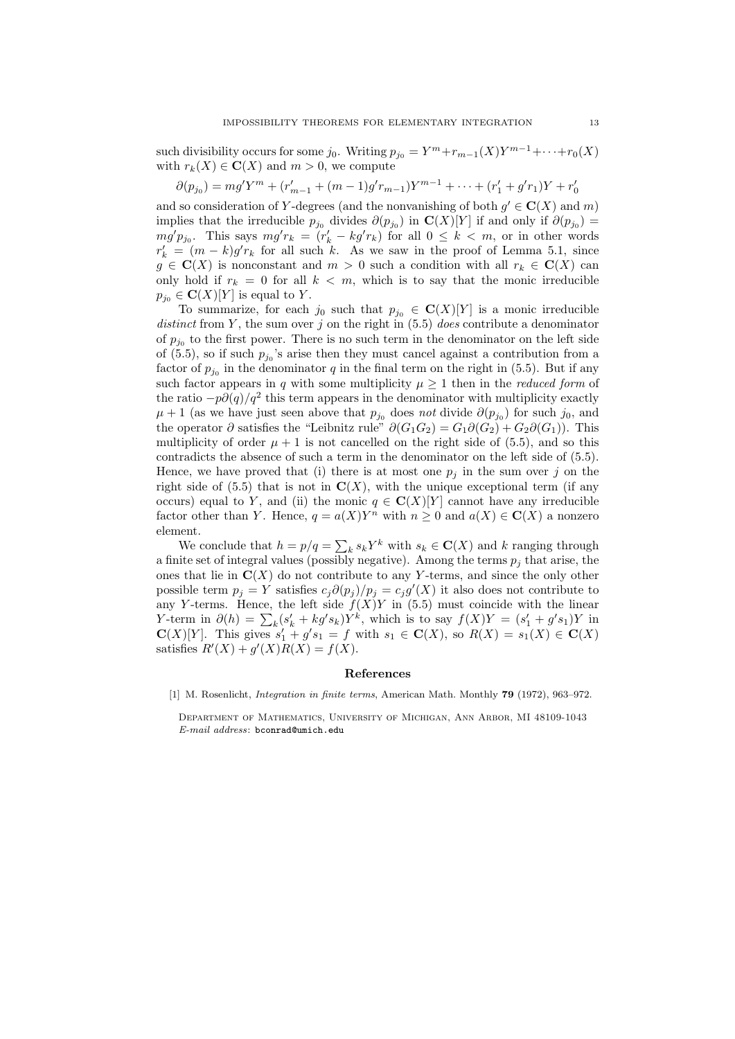such divisibility occurs for some $j_0$. Writing $p_{j_0} = Y^m + r_{m-1}(X)Y^{m-1} + \cdots + r_0(X)$ with $r_k(X) \in \mathbf{C}(X)$ and $m > 0$, we compute

$$\partial(p_{j_0}) = mg'Y^m + (r'_{m-1} + (m-1)g'r_{m-1})Y^{m-1} + \cdots + (r'_1 + g'r_1)Y + r'_0$$

and so consideration of $Y$-degrees (and the nonvanishing of both $g' \in \mathbf{C}(X)$ and $m$) implies that the irreducible $p_{j_0}$ divides $\partial(p_{j_0})$ in $\mathbf{C}(X)[Y]$ if and only if $\partial(p_{j_0}) = mg'p_{j_0}$. This says $mg'r_k = (r'_k - kg'r_k)$ for all $0 \leq k < m$, or in other words $r'_k = (m-k)g'r_k$ for all such $k$. As we saw in the proof of Lemma 5.1, since $g \in \mathbf{C}(X)$ is nonconstant and $m > 0$ such a condition with all $r_k \in \mathbf{C}(X)$ can only hold if $r_k = 0$ for all $k < m$, which is to say that the monic irreducible $p_{j_0} \in \mathbf{C}(X)[Y]$ is equal to $Y$.

To summarize, for each $j_0$ such that $p_{j_0} \in \mathbf{C}(X)[Y]$ is a monic irreducible *distinct* from $Y$, the sum over $j$ on the right in (5.5) *does* contribute a denominator of $p_{j_0}$ to the first power. There is no such term in the denominator on the left side of (5.5), so if such $p_{j_0}$'s arise then they must cancel against a contribution from a factor of $p_{j_0}$ in the denominator $q$ in the final term on the right in (5.5). But if any such factor appears in $q$ with some multiplicity $\mu \geq 1$ then in the *reduced form* of the ratio $-p\partial(q)/q^2$ this term appears in the denominator with multiplicity exactly $\mu + 1$ (as we have just seen above that $p_{j_0}$ does *not* divide $\partial(p_{j_0})$ for such $j_0$, and the operator $\partial$ satisfies the "Leibnitz rule" $\partial(G_1G_2) = G_1\partial(G_2) + G_2\partial(G_1)$). This multiplicity of order $\mu + 1$ is not cancelled on the right side of (5.5), and so this contradicts the absence of such a term in the denominator on the left side of (5.5). Hence, we have proved that (i) there is at most one $p_j$ in the sum over $j$ on the right side of (5.5) that is not in $\mathbf{C}(X)$, with the unique exceptional term (if any occurs) equal to $Y$, and (ii) the monic $q \in \mathbf{C}(X)[Y]$ cannot have any irreducible factor other than $Y$. Hence, $q = a(X)Y^n$ with $n \geq 0$ and $a(X) \in \mathbf{C}(X)$ a nonzero element.

We conclude that $h = p/q = \sum_k s_kY^k$ with $s_k \in \mathbf{C}(X)$ and $k$ ranging through a finite set of integral values (possibly negative). Among the terms $p_j$ that arise, the ones that lie in $\mathbf{C}(X)$ do not contribute to any $Y$-terms, and since the only other possible term $p_j = Y$ satisfies $c_j\partial(p_j)/p_j = c_jg'(X)$ it also does not contribute to any $Y$-terms. Hence, the left side $f(X)Y$ in (5.5) must coincide with the linear $Y$-term in $\partial(h) = \sum_k(s'_k + kg's_k)Y^k$, which is to say $f(X)Y = (s'_1 + g's_1)Y$ in $\mathbf{C}(X)[Y]$. This gives $s'_1 + g's_1 = f$ with $s_1 \in \mathbf{C}(X)$, so $R(X) = s_1(X) \in \mathbf{C}(X)$ satisfies $R'(X) + g'(X)R(X) = f(X)$.

## References

[1] M. Rosenlicht, *Integration in finite terms*, American Math. Monthly **79** (1972), 963–972.

Department of Mathematics, University of Michigan, Ann Arbor, MI 48109-1043
*E-mail address*: bconrad@umich.edu